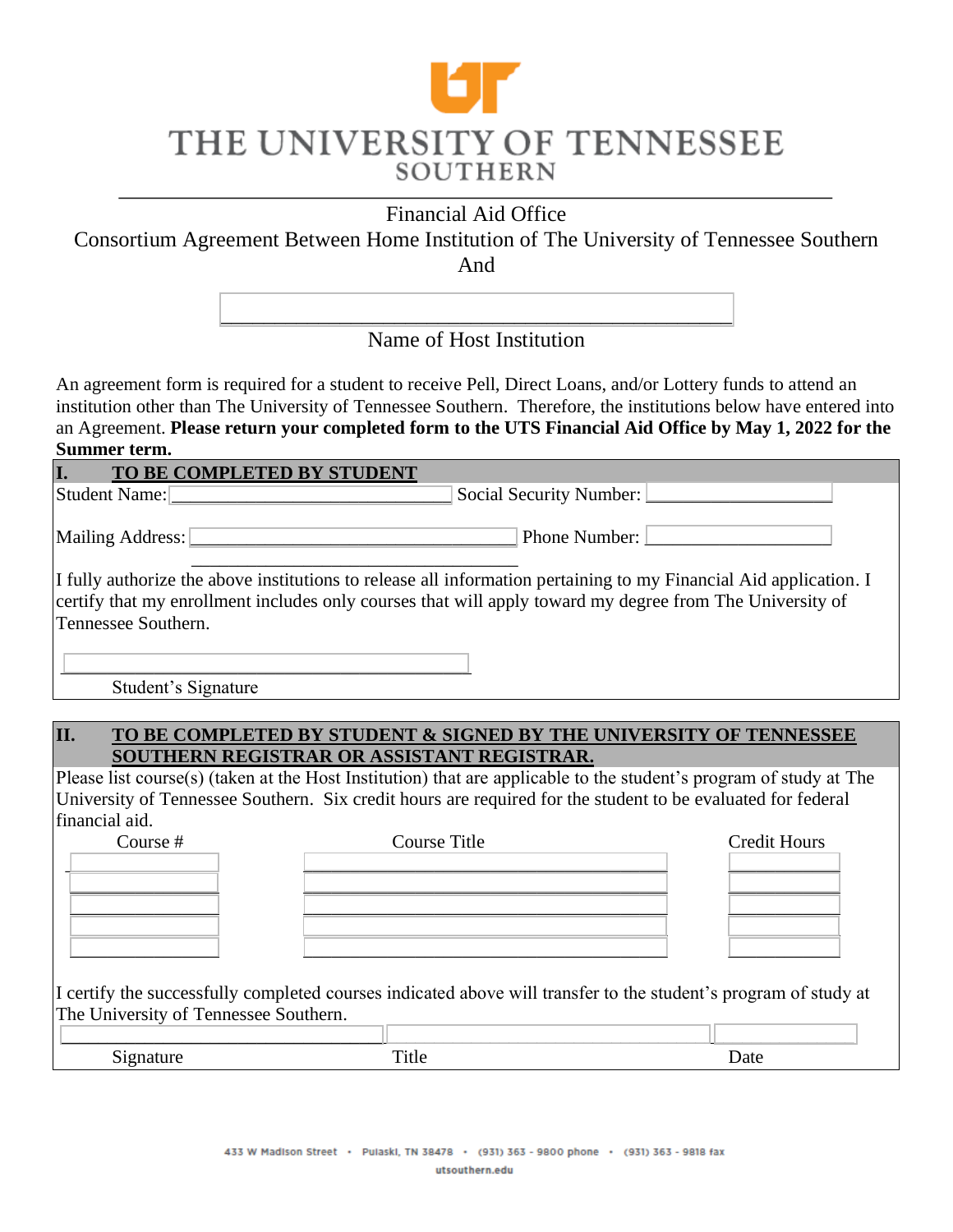# THE UNIVERSITY OF TENNESSEE SOUTHERN

Financial Aid Office

Consortium Agreement Between Home Institution of The University of Tennessee Southern

And

_______________________________________________

Name of Host Institution

An agreement form is required for a student to receive Pell, Direct Loans, and/or Lottery funds to attend an institution other than The University of Tennessee Southern. Therefore, the institutions below have entered into an Agreement. **Please return your completed form to the UTS Financial Aid Office by May 1, 2022 for the Summer term.**

## I. TO BE COMPLETED BY STUDENT

Student Name: ______________________________ Social Security Number: ____________________

Mailing Address: ______________________________ Phone Number: ____________________

______________________________

I fully authorize the above institutions to release all information pertaining to my Financial Aid application. I certify that my enrollment includes only courses that will apply toward my degree from The University of Tennessee Southern.

______________________________

Student's Signature

## II. TO BE COMPLETED BY STUDENT & SIGNED BY THE UNIVERSITY OF TENNESSEE SOUTHERN REGISTRAR OR ASSISTANT REGISTRAR.

Please list course(s) (taken at the Host Institution) that are applicable to the student's program of study at The University of Tennessee Southern. Six credit hours are required for the student to be evaluated for federal financial aid.

| Course # | Course Title | Credit Hours |
|---|---|---|
| | | |
| | | |
| | | |
| | | |
| | | |

I certify the successfully completed courses indicated above will transfer to the student's program of study at The University of Tennessee Southern.

| Signature | Title | Date |
|---|---|---|
| | | |

433 W Madison Street • Pulaski, TN 38478 • (931) 363 - 9800 phone • (931) 363 - 9818 fax

utsouthern.edu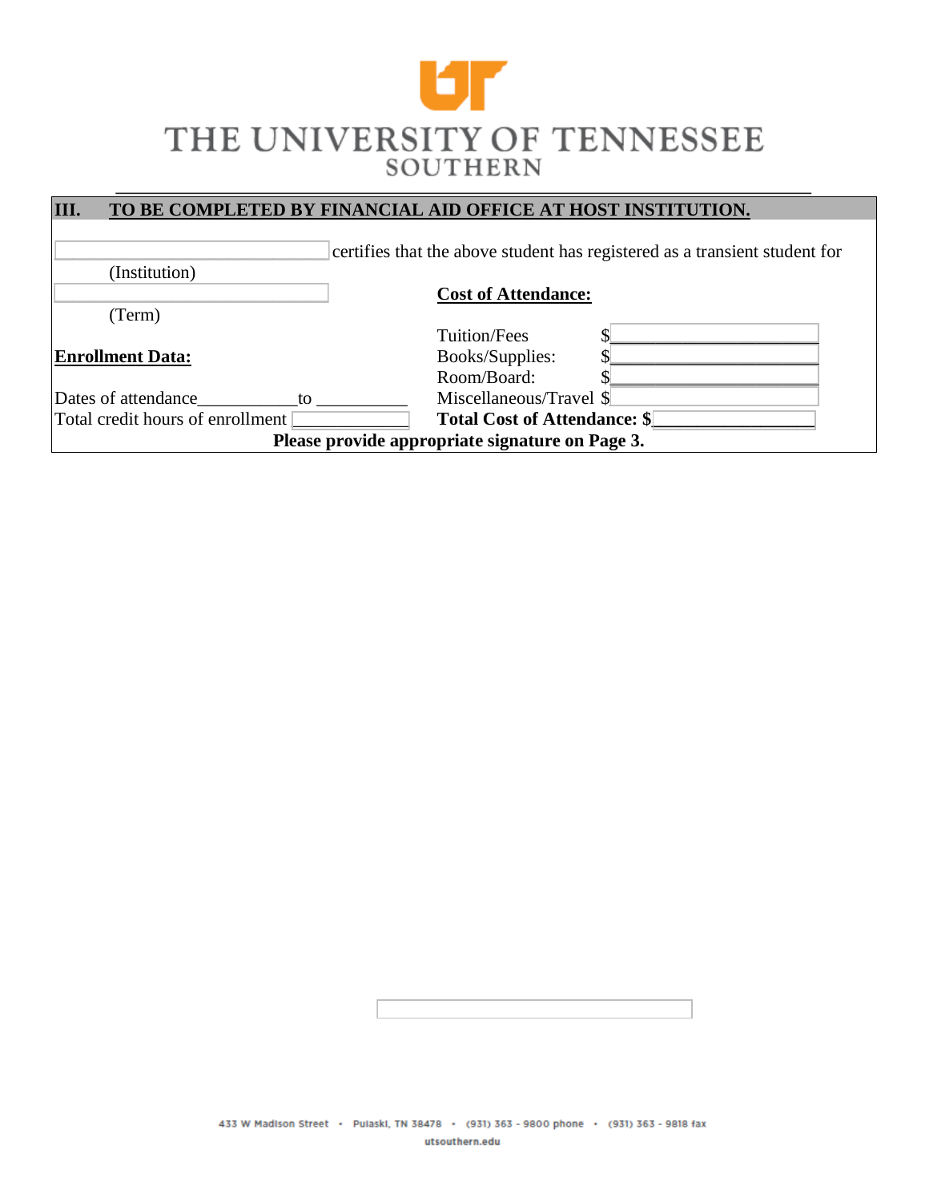THE UNIVERSITY OF TENNESSEE
SOUTHERN

## III. TO BE COMPLETED BY FINANCIAL AID OFFICE AT HOST INSTITUTION.

_______________ certifies that the above student has registered as a transient student for
(Institution)

_______________
(Term)

**Cost of Attendance:**

Tuition/Fees $_______________
Books/Supplies: $_______________
Room/Board: $_______________
Miscellaneous/Travel $_______________
**Total Cost of Attendance: $_______________**

**Enrollment Data:**

Dates of attendance___________ to ___________
Total credit hours of enrollment ___________

**Please provide appropriate signature on Page 3.**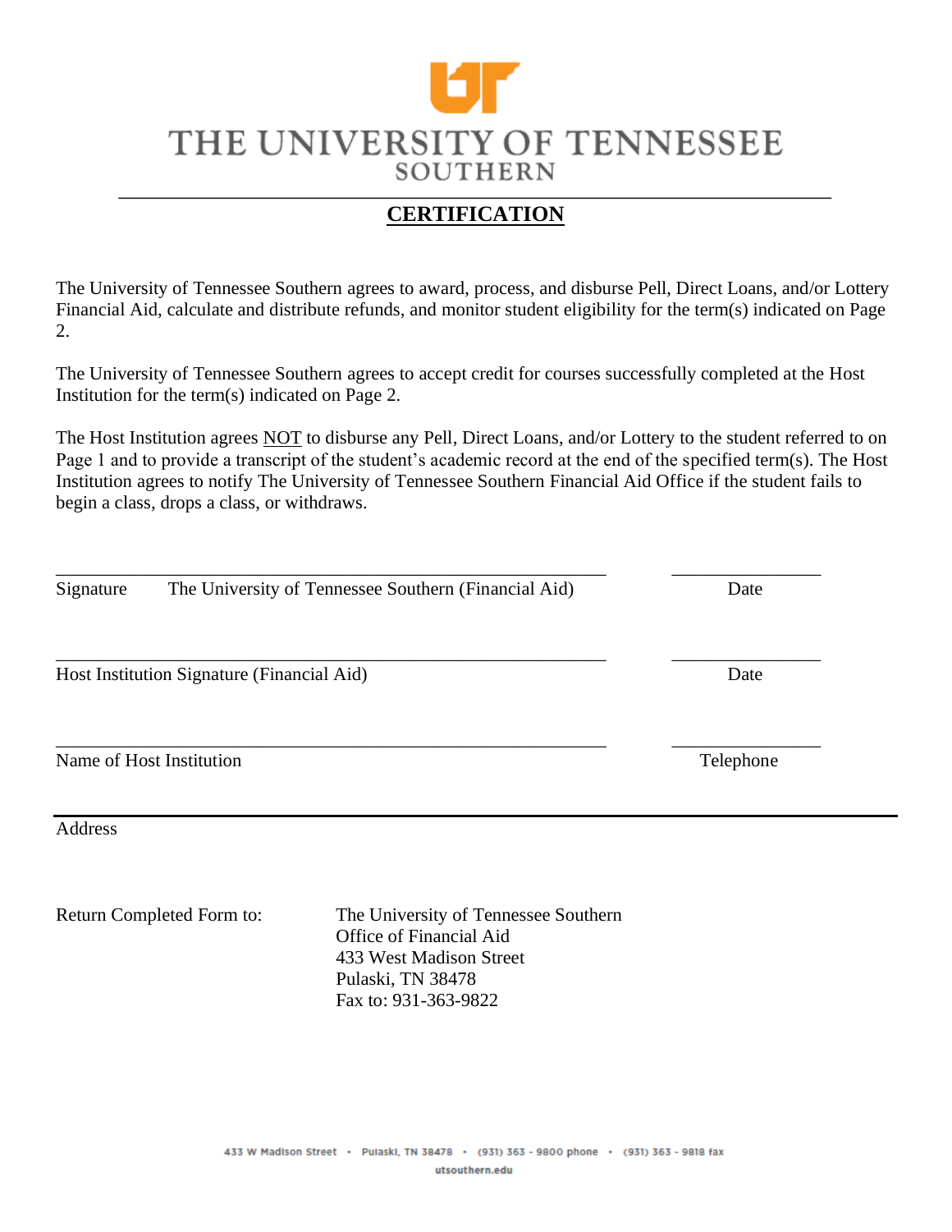# THE UNIVERSITY OF TENNESSEE SOUTHERN

## CERTIFICATION

The University of Tennessee Southern agrees to award, process, and disburse Pell, Direct Loans, and/or Lottery Financial Aid, calculate and distribute refunds, and monitor student eligibility for the term(s) indicated on Page 2.

The University of Tennessee Southern agrees to accept credit for courses successfully completed at the Host Institution for the term(s) indicated on Page 2.

The Host Institution agrees NOT to disburse any Pell, Direct Loans, and/or Lottery to the student referred to on Page 1 and to provide a transcript of the student's academic record at the end of the specified term(s). The Host Institution agrees to notify The University of Tennessee Southern Financial Aid Office if the student fails to begin a class, drops a class, or withdraws.

_______________________________________________ _______________

Signature The University of Tennessee Southern (Financial Aid) Date

_______________________________________________ _______________

Host Institution Signature (Financial Aid) Date

_______________________________________________ _______________

Name of Host Institution Telephone

_______________________________________________

Address

Return Completed Form to:

The University of Tennessee Southern
Office of Financial Aid
433 West Madison Street
Pulaski, TN 38478
Fax to: 931-363-9822

433 W Madison Street • Pulaski, TN 38478 • (931) 363 - 9800 phone • (931) 363 - 9818 fax
utsouthern.edu